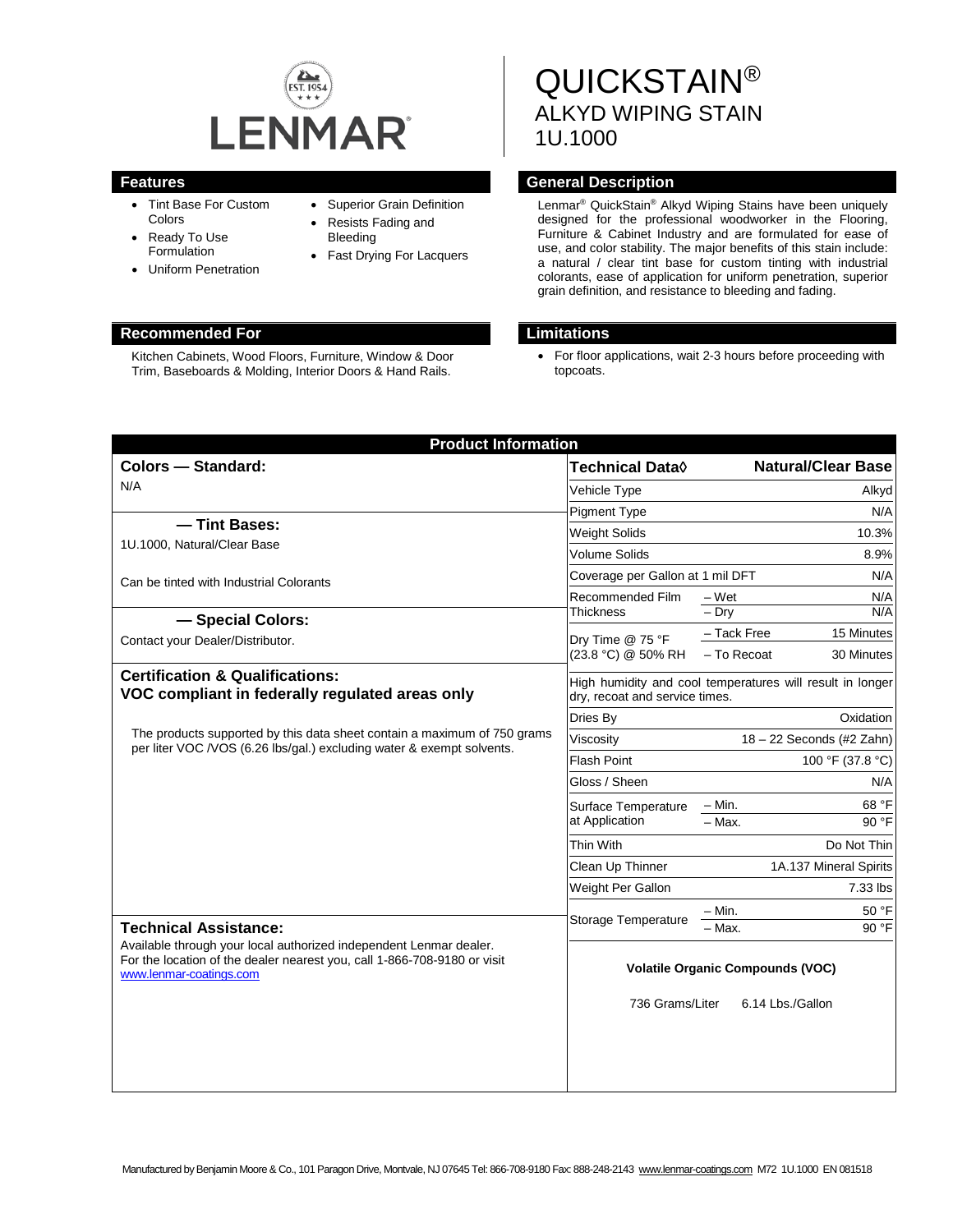# LENMAR

# QUICKSTAIN®
## ALKYD WIPING STAIN
## 1U.1000

## Features

- Tint Base For Custom Colors
- Ready To Use Formulation
- Uniform Penetration
- Superior Grain Definition
- Resists Fading and Bleeding
- Fast Drying For Lacquers

## General Description

Lenmar® QuickStain® Alkyd Wiping Stains have been uniquely designed for the professional woodworker in the Flooring, Furniture & Cabinet Industry and are formulated for ease of use, and color stability. The major benefits of this stain include: a natural / clear tint base for custom tinting with industrial colorants, ease of application for uniform penetration, superior grain definition, and resistance to bleeding and fading.

## Recommended For

Kitchen Cabinets, Wood Floors, Furniture, Window & Door Trim, Baseboards & Molding, Interior Doors & Hand Rails.

## Limitations

- For floor applications, wait 2-3 hours before proceeding with topcoats.

## Product Information

### Colors — Standard:

N/A

### — Tint Bases:

1U.1000, Natural/Clear Base

Can be tinted with Industrial Colorants

### — Special Colors:

Contact your Dealer/Distributor.

### Certification & Qualifications:
**VOC compliant in federally regulated areas only**

The products supported by this data sheet contain a maximum of 750 grams per liter VOC /VOS (6.26 lbs/gal.) excluding water & exempt solvents.

### Technical Assistance:

Available through your local authorized independent Lenmar dealer. For the location of the dealer nearest you, call 1-866-708-9180 or visit www.lenmar-coatings.com

| Technical Data◊ | | Natural/Clear Base |
|---|---|---|
| Vehicle Type | | Alkyd |
| Pigment Type | | N/A |
| Weight Solids | | 10.3% |
| Volume Solids | | 8.9% |
| Coverage per Gallon at 1 mil DFT | | N/A |
| Recommended Film Thickness | – Wet | N/A |
| | – Dry | N/A |
| Dry Time @ 75 °F (23.8 °C) @ 50% RH | – Tack Free | 15 Minutes |
| | – To Recoat | 30 Minutes |
| High humidity and cool temperatures will result in longer dry, recoat and service times. | | |
| Dries By | | Oxidation |
| Viscosity | | 18 – 22 Seconds (#2 Zahn) |
| Flash Point | | 100 °F (37.8 °C) |
| Gloss / Sheen | | N/A |
| Surface Temperature at Application | – Min. | 68 °F |
| | – Max. | 90 °F |
| Thin With | | Do Not Thin |
| Clean Up Thinner | | 1A.137 Mineral Spirits |
| Weight Per Gallon | | 7.33 lbs |
| Storage Temperature | – Min. | 50 °F |
| | – Max. | 90 °F |

**Volatile Organic Compounds (VOC)**

736 Grams/Liter 6.14 Lbs./Gallon

Manufactured by Benjamin Moore & Co., 101 Paragon Drive, Montvale, NJ 07645 Tel: 866-708-9180 Fax: 888-248-2143 www.lenmar-coatings.com M72 1U.1000 EN 081518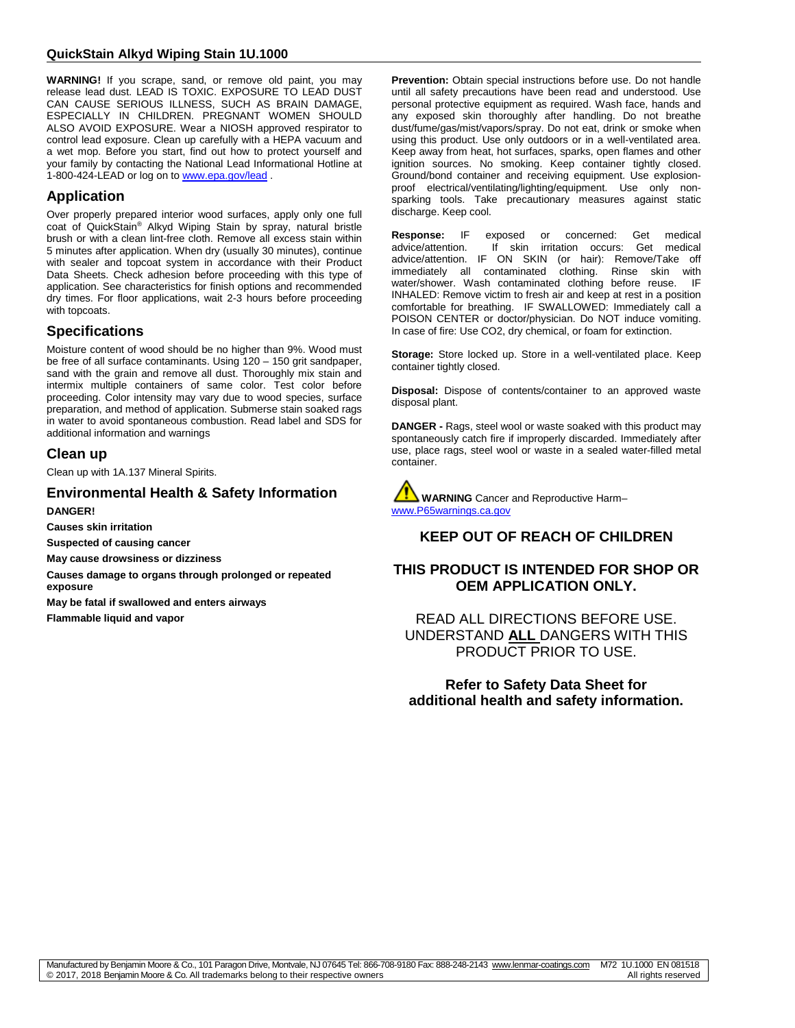**QuickStain Alkyd Wiping Stain 1U.1000**

**WARNING!** If you scrape, sand, or remove old paint, you may release lead dust. LEAD IS TOXIC. EXPOSURE TO LEAD DUST CAN CAUSE SERIOUS ILLNESS, SUCH AS BRAIN DAMAGE, ESPECIALLY IN CHILDREN. PREGNANT WOMEN SHOULD ALSO AVOID EXPOSURE. Wear a NIOSH approved respirator to control lead exposure. Clean up carefully with a HEPA vacuum and a wet mop. Before you start, find out how to protect yourself and your family by contacting the National Lead Informational Hotline at 1-800-424-LEAD or log on to www.epa.gov/lead .

## Application

Over properly prepared interior wood surfaces, apply only one full coat of QuickStain® Alkyd Wiping Stain by spray, natural bristle brush or with a clean lint-free cloth. Remove all excess stain within 5 minutes after application. When dry (usually 30 minutes), continue with sealer and topcoat system in accordance with their Product Data Sheets. Check adhesion before proceeding with this type of application. See characteristics for finish options and recommended dry times. For floor applications, wait 2-3 hours before proceeding with topcoats.

## Specifications

Moisture content of wood should be no higher than 9%. Wood must be free of all surface contaminants. Using 120 – 150 grit sandpaper, sand with the grain and remove all dust. Thoroughly mix stain and intermix multiple containers of same color. Test color before proceeding. Color intensity may vary due to wood species, surface preparation, and method of application. Submerse stain soaked rags in water to avoid spontaneous combustion. Read label and SDS for additional information and warnings

## Clean up

Clean up with 1A.137 Mineral Spirits.

## Environmental Health & Safety Information

**DANGER!**

**Causes skin irritation**

**Suspected of causing cancer**

**May cause drowsiness or dizziness**

**Causes damage to organs through prolonged or repeated exposure**

**May be fatal if swallowed and enters airways**

**Flammable liquid and vapor**

**Prevention:** Obtain special instructions before use. Do not handle until all safety precautions have been read and understood. Use personal protective equipment as required. Wash face, hands and any exposed skin thoroughly after handling. Do not breathe dust/fume/gas/mist/vapors/spray. Do not eat, drink or smoke when using this product. Use only outdoors or in a well-ventilated area. Keep away from heat, hot surfaces, sparks, open flames and other ignition sources. No smoking. Keep container tightly closed. Ground/bond container and receiving equipment. Use explosion-proof electrical/ventilating/lighting/equipment. Use only non-sparking tools. Take precautionary measures against static discharge. Keep cool.

**Response:** IF exposed or concerned: Get medical advice/attention. If skin irritation occurs: Get medical advice/attention. IF ON SKIN (or hair): Remove/Take off immediately all contaminated clothing. Rinse skin with water/shower. Wash contaminated clothing before reuse. IF INHALED: Remove victim to fresh air and keep at rest in a position comfortable for breathing. IF SWALLOWED: Immediately call a POISON CENTER or doctor/physician. Do NOT induce vomiting. In case of fire: Use CO2, dry chemical, or foam for extinction.

**Storage:** Store locked up. Store in a well-ventilated place. Keep container tightly closed.

**Disposal:** Dispose of contents/container to an approved waste disposal plant.

**DANGER -** Rags, steel wool or waste soaked with this product may spontaneously catch fire if improperly discarded. Immediately after use, place rags, steel wool or waste in a sealed water-filled metal container.

**WARNING** Cancer and Reproductive Harm– www.P65warnings.ca.gov

**KEEP OUT OF REACH OF CHILDREN**

**THIS PRODUCT IS INTENDED FOR SHOP OR OEM APPLICATION ONLY.**

READ ALL DIRECTIONS BEFORE USE. UNDERSTAND **ALL** DANGERS WITH THIS PRODUCT PRIOR TO USE.

**Refer to Safety Data Sheet for additional health and safety information.**

Manufactured by Benjamin Moore & Co., 101 Paragon Drive, Montvale, NJ 07645 Tel: 866-708-9180 Fax: 888-248-2143 www.lenmar-coatings.com M72 1U.1000 EN 081518
© 2017, 2018 Benjamin Moore & Co. All trademarks belong to their respective owners All rights reserved